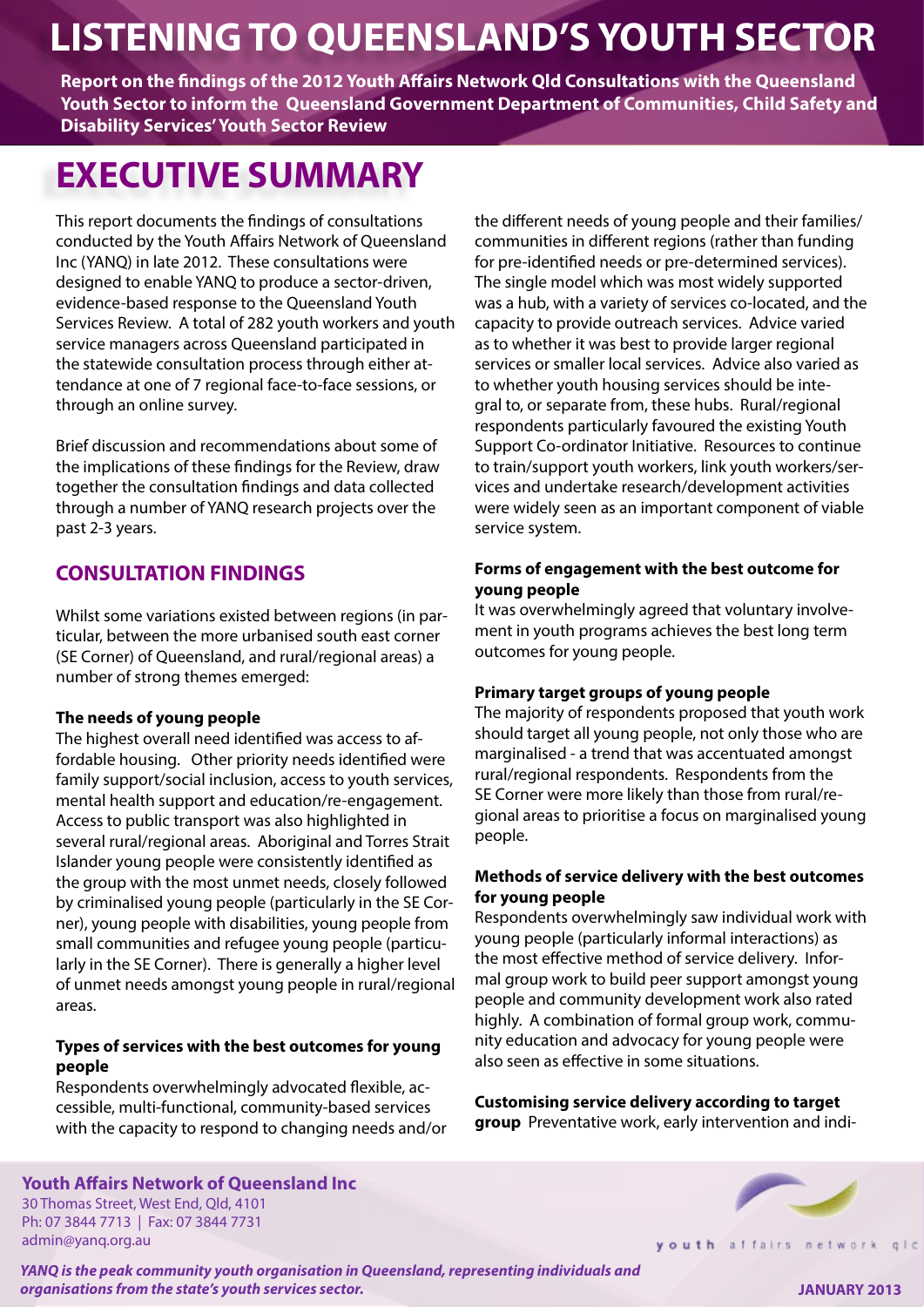# LISTENING TO QUEENSLAND'S YOUTH SECTOR

**Report on the findings of the 2012 Youth Affairs Network Qld Consultations with the Queensland Youth Sector to inform the Queensland Government Department of Communities, Child Safety and Disability Services' Youth Sector Review**

# EXECUTIVE SUMMARY

This report documents the findings of consultations conducted by the Youth Affairs Network of Queensland Inc (YANQ) in late 2012. These consultations were designed to enable YANQ to produce a sector-driven, evidence-based response to the Queensland Youth Services Review. A total of 282 youth workers and youth service managers across Queensland participated in the statewide consultation process through either attendance at one of 7 regional face-to-face sessions, or through an online survey.

Brief discussion and recommendations about some of the implications of these findings for the Review, draw together the consultation findings and data collected through a number of YANQ research projects over the past 2-3 years.

## CONSULTATION FINDINGS

Whilst some variations existed between regions (in particular, between the more urbanised south east corner (SE Corner) of Queensland, and rural/regional areas) a number of strong themes emerged:

### The needs of young people

The highest overall need identified was access to affordable housing. Other priority needs identified were family support/social inclusion, access to youth services, mental health support and education/re-engagement. Access to public transport was also highlighted in several rural/regional areas. Aboriginal and Torres Strait Islander young people were consistently identified as the group with the most unmet needs, closely followed by criminalised young people (particularly in the SE Corner), young people with disabilities, young people from small communities and refugee young people (particularly in the SE Corner). There is generally a higher level of unmet needs amongst young people in rural/regional areas.

### Types of services with the best outcomes for young people

Respondents overwhelmingly advocated flexible, accessible, multi-functional, community-based services with the capacity to respond to changing needs and/or the different needs of young people and their families/communities in different regions (rather than funding for pre-identified needs or pre-determined services). The single model which was most widely supported was a hub, with a variety of services co-located, and the capacity to provide outreach services. Advice varied as to whether it was best to provide larger regional services or smaller local services. Advice also varied as to whether youth housing services should be integral to, or separate from, these hubs. Rural/regional respondents particularly favoured the existing Youth Support Co-ordinator Initiative. Resources to continue to train/support youth workers, link youth workers/services and undertake research/development activities were widely seen as an important component of viable service system.

### Forms of engagement with the best outcome for young people

It was overwhelmingly agreed that voluntary involvement in youth programs achieves the best long term outcomes for young people.

### Primary target groups of young people

The majority of respondents proposed that youth work should target all young people, not only those who are marginalised - a trend that was accentuated amongst rural/regional respondents. Respondents from the SE Corner were more likely than those from rural/regional areas to prioritise a focus on marginalised young people.

### Methods of service delivery with the best outcomes for young people

Respondents overwhelmingly saw individual work with young people (particularly informal interactions) as the most effective method of service delivery. Informal group work to build peer support amongst young people and community development work also rated highly. A combination of formal group work, community education and advocacy for young people were also seen as effective in some situations.

**Customising service delivery according to target group** Preventative work, early intervention and indi-

**Youth Affairs Network of Queensland Inc**
30 Thomas Street, West End, Qld, 4101
Ph: 07 3844 7713 | Fax: 07 3844 7731
admin@yanq.org.au

*YANQ is the peak community youth organisation in Queensland, representing individuals and organisations from the state's youth services sector.*

**JANUARY 2013**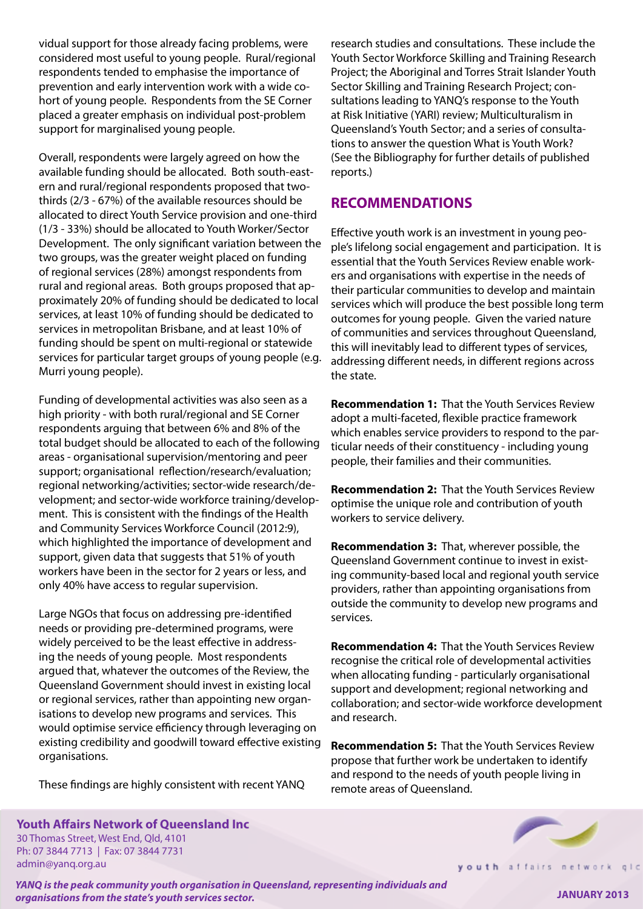vidual support for those already facing problems, were considered most useful to young people. Rural/regional respondents tended to emphasise the importance of prevention and early intervention work with a wide cohort of young people. Respondents from the SE Corner placed a greater emphasis on individual post-problem support for marginalised young people.

Overall, respondents were largely agreed on how the available funding should be allocated. Both south-eastern and rural/regional respondents proposed that two-thirds (2/3 - 67%) of the available resources should be allocated to direct Youth Service provision and one-third (1/3 - 33%) should be allocated to Youth Worker/Sector Development. The only significant variation between the two groups, was the greater weight placed on funding of regional services (28%) amongst respondents from rural and regional areas. Both groups proposed that approximately 20% of funding should be dedicated to local services, at least 10% of funding should be dedicated to services in metropolitan Brisbane, and at least 10% of funding should be spent on multi-regional or statewide services for particular target groups of young people (e.g. Murri young people).

Funding of developmental activities was also seen as a high priority - with both rural/regional and SE Corner respondents arguing that between 6% and 8% of the total budget should be allocated to each of the following areas - organisational supervision/mentoring and peer support; organisational reflection/research/evaluation; regional networking/activities; sector-wide research/development; and sector-wide workforce training/development. This is consistent with the findings of the Health and Community Services Workforce Council (2012:9), which highlighted the importance of development and support, given data that suggests that 51% of youth workers have been in the sector for 2 years or less, and only 40% have access to regular supervision.

Large NGOs that focus on addressing pre-identified needs or providing pre-determined programs, were widely perceived to be the least effective in addressing the needs of young people. Most respondents argued that, whatever the outcomes of the Review, the Queensland Government should invest in existing local or regional services, rather than appointing new organisations to develop new programs and services. This would optimise service efficiency through leveraging on existing credibility and goodwill toward effective existing organisations.

These findings are highly consistent with recent YANQ research studies and consultations. These include the Youth Sector Workforce Skilling and Training Research Project; the Aboriginal and Torres Strait Islander Youth Sector Skilling and Training Research Project; consultations leading to YANQ's response to the Youth at Risk Initiative (YARI) review; Multiculturalism in Queensland's Youth Sector; and a series of consultations to answer the question What is Youth Work? (See the Bibliography for further details of published reports.)

## RECOMMENDATIONS

Effective youth work is an investment in young people's lifelong social engagement and participation. It is essential that the Youth Services Review enable workers and organisations with expertise in the needs of their particular communities to develop and maintain services which will produce the best possible long term outcomes for young people. Given the varied nature of communities and services throughout Queensland, this will inevitably lead to different types of services, addressing different needs, in different regions across the state.

**Recommendation 1:** That the Youth Services Review adopt a multi-faceted, flexible practice framework which enables service providers to respond to the particular needs of their constituency - including young people, their families and their communities.

**Recommendation 2:** That the Youth Services Review optimise the unique role and contribution of youth workers to service delivery.

**Recommendation 3:** That, wherever possible, the Queensland Government continue to invest in existing community-based local and regional youth service providers, rather than appointing organisations from outside the community to develop new programs and services.

**Recommendation 4:** That the Youth Services Review recognise the critical role of developmental activities when allocating funding - particularly organisational support and development; regional networking and collaboration; and sector-wide workforce development and research.

**Recommendation 5:** That the Youth Services Review propose that further work be undertaken to identify and respond to the needs of youth people living in remote areas of Queensland.

**Youth Affairs Network of Queensland Inc**
30 Thomas Street, West End, Qld, 4101
Ph: 07 3844 7713 | Fax: 07 3844 7731
admin@yanq.org.au

youth affairs network qld

***YANQ is the peak community youth organisation in Queensland, representing individuals and organisations from the state's youth services sector.***

**JANUARY 2013**